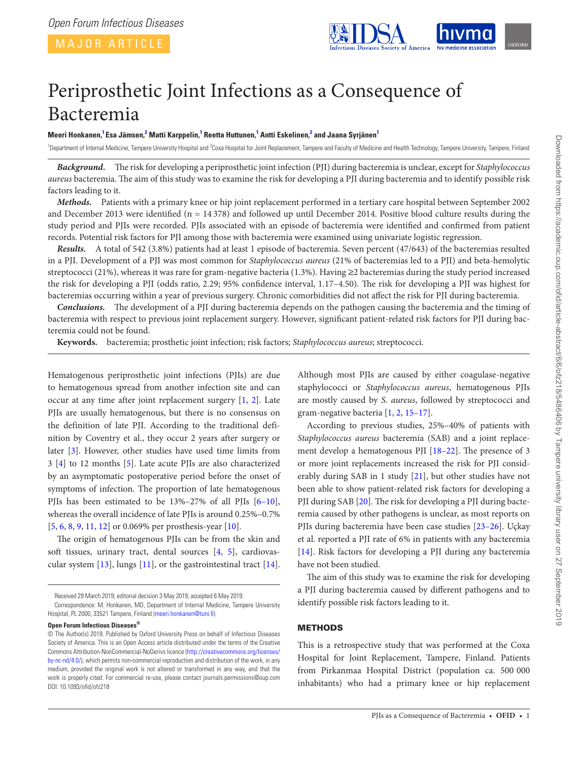MAJOR ARTICLE

# Periprosthetic Joint Infections as a Consequence of Bacteremia

**Meeri Honkanen,[1] Esa Jämsen,[2] Matti Karppelin,[1] Reetta Huttunen,[1] Antti Eskelinen,[2] and Jaana Syrjänen[1]**

[1]Department of Internal Medicine, Tampere University Hospital and [2]Coxa Hospital for Joint Replacement, Tampere and Faculty of Medicine and Health Technology, Tampere University, Tampere, Finland

***Background.*** The risk for developing a periprosthetic joint infection (PJI) during bacteremia is unclear, except for *Staphylococcus aureus* bacteremia. The aim of this study was to examine the risk for developing a PJI during bacteremia and to identify possible risk factors leading to it.

***Methods.*** Patients with a primary knee or hip joint replacement performed in a tertiary care hospital between September 2002 and December 2013 were identified (n = 14 378) and followed up until December 2014. Positive blood culture results during the study period and PJIs were recorded. PJIs associated with an episode of bacteremia were identified and confirmed from patient records. Potential risk factors for PJI among those with bacteremia were examined using univariate logistic regression.

***Results.*** A total of 542 (3.8%) patients had at least 1 episode of bacteremia. Seven percent (47/643) of the bacteremias resulted in a PJI. Development of a PJI was most common for *Staphylococcus aureus* (21% of bacteremias led to a PJI) and beta-hemolytic streptococci (21%), whereas it was rare for gram-negative bacteria (1.3%). Having ≥2 bacteremias during the study period increased the risk for developing a PJI (odds ratio, 2.29; 95% confidence interval, 1.17–4.50). The risk for developing a PJI was highest for bacteremias occurring within a year of previous surgery. Chronic comorbidities did not affect the risk for PJI during bacteremia.

***Conclusions.*** The development of a PJI during bacteremia depends on the pathogen causing the bacteremia and the timing of bacteremia with respect to previous joint replacement surgery. However, significant patient-related risk factors for PJI during bacteremia could not be found.

**Keywords.** bacteremia; prosthetic joint infection; risk factors; *Staphylococcus aureus*; streptococci.

Hematogenous periprosthetic joint infections (PJIs) are due to hematogenous spread from another infection site and can occur at any time after joint replacement surgery [1, 2]. Late PJIs are usually hematogenous, but there is no consensus on the definition of late PJI. According to the traditional definition by Coventry et al., they occur 2 years after surgery or later [3]. However, other studies have used time limits from 3 [4] to 12 months [5]. Late acute PJIs are also characterized by an asymptomatic postoperative period before the onset of symptoms of infection. The proportion of late hematogenous PJIs has been estimated to be 13%–27% of all PJIs [6–10], whereas the overall incidence of late PJIs is around 0.25%–0.7% [5, 6, 8, 9, 11, 12] or 0.069% per prosthesis-year [10].

The origin of hematogenous PJIs can be from the skin and soft tissues, urinary tract, dental sources [4, 5], cardiovascular system [13], lungs [11], or the gastrointestinal tract [14]. Although most PJIs are caused by either coagulase-negative staphylococci or *Staphylococcus aureus*, hematogenous PJIs are mostly caused by *S. aureus*, followed by streptococci and gram-negative bacteria [1, 2, 15–17].

According to previous studies, 25%–40% of patients with *Staphylococcus aureus* bacteremia (SAB) and a joint replacement develop a hematogenous PJI [18–22]. The presence of 3 or more joint replacements increased the risk for PJI considerably during SAB in 1 study [21], but other studies have not been able to show patient-related risk factors for developing a PJI during SAB [20]. The risk for developing a PJI during bacteremia caused by other pathogens is unclear, as most reports on PJIs during bacteremia have been case studies [23–26]. Uçkay et al. reported a PJI rate of 6% in patients with any bacteremia [14]. Risk factors for developing a PJI during any bacteremia have not been studied.

The aim of this study was to examine the risk for developing a PJI during bacteremia caused by different pathogens and to identify possible risk factors leading to it.

## METHODS

This is a retrospective study that was performed at the Coxa Hospital for Joint Replacement, Tampere, Finland. Patients from Pirkanmaa Hospital District (population ca. 500 000 inhabitants) who had a primary knee or hip replacement

Received 29 March 2019; editorial decision 3 May 2019; accepted 6 May 2019.

Correspondence: M. Honkanen, MD, Department of Internal Medicine, Tampere University Hospital, PL 2000, 33521 Tampere, Finland (meeri.honkanen@tuni.fi).

**Open Forum Infectious Diseases®**

© The Author(s) 2019. Published by Oxford University Press on behalf of Infectious Diseases Society of America. This is an Open Access article distributed under the terms of the Creative Commons Attribution-NonCommercial-NoDerivs licence (http://creativecommons.org/licenses/by-nc-nd/4.0/), which permits non-commercial reproduction and distribution of the work, in any medium, provided the original work is not altered or transformed in any way, and that the work is properly cited. For commercial re-use, please contact journals.permissions@oup.com
DOI: 10.1093/ofid/ofz218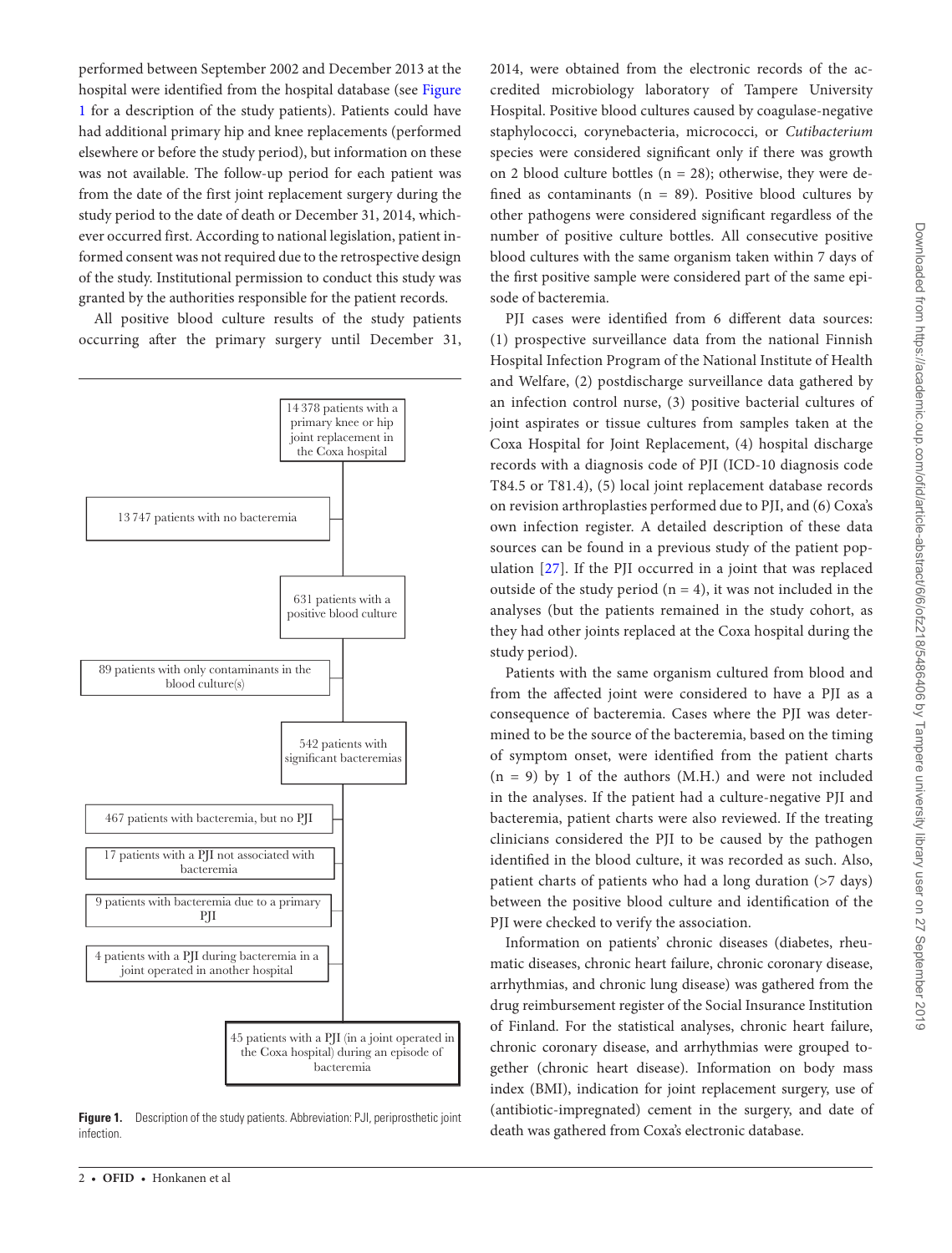performed between September 2002 and December 2013 at the hospital were identified from the hospital database (see Figure 1 for a description of the study patients). Patients could have had additional primary hip and knee replacements (performed elsewhere or before the study period), but information on these was not available. The follow-up period for each patient was from the date of the first joint replacement surgery during the study period to the date of death or December 31, 2014, whichever occurred first. According to national legislation, patient informed consent was not required due to the retrospective design of the study. Institutional permission to conduct this study was granted by the authorities responsible for the patient records.

All positive blood culture results of the study patients occurring after the primary surgery until December 31, 2014, were obtained from the electronic records of the accredited microbiology laboratory of Tampere University Hospital. Positive blood cultures caused by coagulase-negative staphylococci, corynebacteria, micrococci, or *Cutibacterium* species were considered significant only if there was growth on 2 blood culture bottles (n = 28); otherwise, they were defined as contaminants (n = 89). Positive blood cultures by other pathogens were considered significant regardless of the number of positive culture bottles. All consecutive positive blood cultures with the same organism taken within 7 days of the first positive sample were considered part of the same episode of bacteremia.

PJI cases were identified from 6 different data sources: (1) prospective surveillance data from the national Finnish Hospital Infection Program of the National Institute of Health and Welfare, (2) postdischarge surveillance data gathered by an infection control nurse, (3) positive bacterial cultures of joint aspirates or tissue cultures from samples taken at the Coxa Hospital for Joint Replacement, (4) hospital discharge records with a diagnosis code of PJI (ICD-10 diagnosis code T84.5 or T81.4), (5) local joint replacement database records on revision arthroplasties performed due to PJI, and (6) Coxa's own infection register. A detailed description of these data sources can be found in a previous study of the patient population [27]. If the PJI occurred in a joint that was replaced outside of the study period (n = 4), it was not included in the analyses (but the patients remained in the study cohort, as they had other joints replaced at the Coxa hospital during the study period).

Patients with the same organism cultured from blood and from the affected joint were considered to have a PJI as a consequence of bacteremia. Cases where the PJI was determined to be the source of the bacteremia, based on the timing of symptom onset, were identified from the patient charts (n = 9) by 1 of the authors (M.H.) and were not included in the analyses. If the patient had a culture-negative PJI and bacteremia, patient charts were also reviewed. If the treating clinicians considered the PJI to be caused by the pathogen identified in the blood culture, it was recorded as such. Also, patient charts of patients who had a long duration (>7 days) between the positive blood culture and identification of the PJI were checked to verify the association.

Information on patients' chronic diseases (diabetes, rheumatic diseases, chronic heart failure, chronic coronary disease, arrhythmias, and chronic lung disease) was gathered from the drug reimbursement register of the Social Insurance Institution of Finland. For the statistical analyses, chronic heart failure, chronic coronary disease, and arrhythmias were grouped together (chronic heart disease). Information on body mass index (BMI), indication for joint replacement surgery, use of (antibiotic-impregnated) cement in the surgery, and date of death was gathered from Coxa's electronic database.

- 14 378 patients with a primary knee or hip joint replacement in the Coxa hospital
  - 13 747 patients with no bacteremia
- 631 patients with a positive blood culture
  - 89 patients with only contaminants in the blood culture(s)
- 542 patients with significant bacteremias
  - 467 patients with bacteremia, but no PJI
  - 17 patients with a PJI not associated with bacteremia
  - 9 patients with bacteremia due to a primary PJI
  - 4 patients with a PJI during bacteremia in a joint operated in another hospital
- 45 patients with a PJI (in a joint operated in the Coxa hospital) during an episode of bacteremia

**Figure 1.** Description of the study patients. Abbreviation: PJI, periprosthetic joint infection.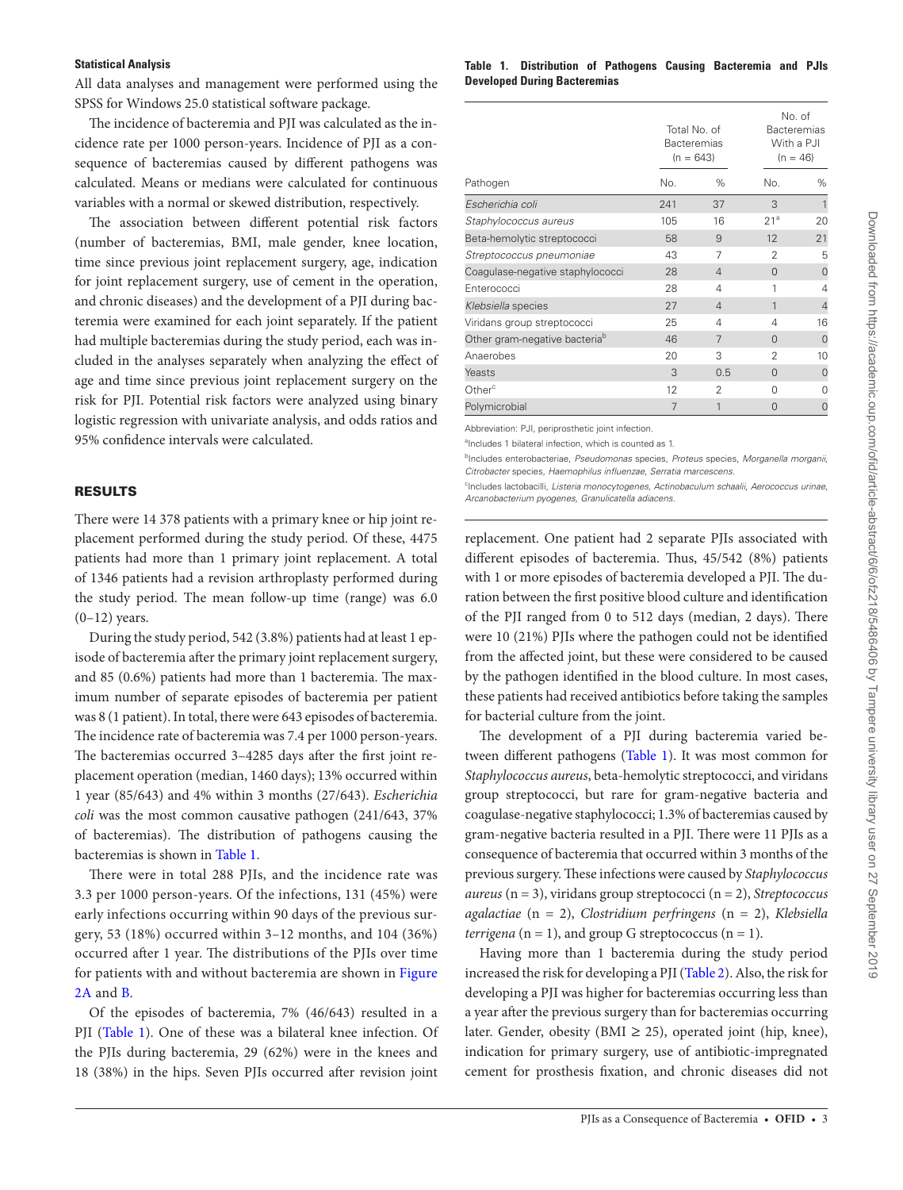### Statistical Analysis

All data analyses and management were performed using the SPSS for Windows 25.0 statistical software package.

The incidence of bacteremia and PJI was calculated as the incidence rate per 1000 person-years. Incidence of PJI as a consequence of bacteremias caused by different pathogens was calculated. Means or medians were calculated for continuous variables with a normal or skewed distribution, respectively.

The association between different potential risk factors (number of bacteremias, BMI, male gender, knee location, time since previous joint replacement surgery, age, indication for joint replacement surgery, use of cement in the operation, and chronic diseases) and the development of a PJI during bacteremia were examined for each joint separately. If the patient had multiple bacteremias during the study period, each was included in the analyses separately when analyzing the effect of age and time since previous joint replacement surgery on the risk for PJI. Potential risk factors were analyzed using binary logistic regression with univariate analysis, and odds ratios and 95% confidence intervals were calculated.

## RESULTS

There were 14 378 patients with a primary knee or hip joint replacement performed during the study period. Of these, 4475 patients had more than 1 primary joint replacement. A total of 1346 patients had a revision arthroplasty performed during the study period. The mean follow-up time (range) was 6.0 (0–12) years.

During the study period, 542 (3.8%) patients had at least 1 episode of bacteremia after the primary joint replacement surgery, and 85 (0.6%) patients had more than 1 bacteremia. The maximum number of separate episodes of bacteremia per patient was 8 (1 patient). In total, there were 643 episodes of bacteremia. The incidence rate of bacteremia was 7.4 per 1000 person-years. The bacteremias occurred 3–4285 days after the first joint replacement operation (median, 1460 days); 13% occurred within 1 year (85/643) and 4% within 3 months (27/643). *Escherichia coli* was the most common causative pathogen (241/643, 37% of bacteremias). The distribution of pathogens causing the bacteremias is shown in Table 1.

There were in total 288 PJIs, and the incidence rate was 3.3 per 1000 person-years. Of the infections, 131 (45%) were early infections occurring within 90 days of the previous surgery, 53 (18%) occurred within 3–12 months, and 104 (36%) occurred after 1 year. The distributions of the PJIs over time for patients with and without bacteremia are shown in Figure 2A and B.

Of the episodes of bacteremia, 7% (46/643) resulted in a PJI (Table 1). One of these was a bilateral knee infection. Of the PJIs during bacteremia, 29 (62%) were in the knees and 18 (38%) in the hips. Seven PJIs occurred after revision joint replacement. One patient had 2 separate PJIs associated with different episodes of bacteremia. Thus, 45/542 (8%) patients with 1 or more episodes of bacteremia developed a PJI. The duration between the first positive blood culture and identification of the PJI ranged from 0 to 512 days (median, 2 days). There were 10 (21%) PJIs where the pathogen could not be identified from the affected joint, but these were considered to be caused by the pathogen identified in the blood culture. In most cases, these patients had received antibiotics before taking the samples for bacterial culture from the joint.

**Table 1. Distribution of Pathogens Causing Bacteremia and PJIs Developed During Bacteremias**

| Pathogen | Total No. of Bacteremias (n = 643) No. | % | No. of Bacteremias With a PJI (n = 46) No. | % |
|---|---|---|---|---|
| *Escherichia coli* | 241 | 37 | 3 | 1 |
| *Staphylococcus aureus* | 105 | 16 | 21[a] | 20 |
| Beta-hemolytic streptococci | 58 | 9 | 12 | 21 |
| *Streptococcus pneumoniae* | 43 | 7 | 2 | 5 |
| Coagulase-negative staphylococci | 28 | 4 | 0 | 0 |
| Enterococci | 28 | 4 | 1 | 4 |
| *Klebsiella* species | 27 | 4 | 1 | 4 |
| Viridans group streptococci | 25 | 4 | 4 | 16 |
| Other gram-negative bacteria[b] | 46 | 7 | 0 | 0 |
| Anaerobes | 20 | 3 | 2 | 10 |
| Yeasts | 3 | 0.5 | 0 | 0 |
| Other[c] | 12 | 2 | 0 | 0 |
| Polymicrobial | 7 | 1 | 0 | 0 |

Abbreviation: PJI, periprosthetic joint infection.

[a]Includes 1 bilateral infection, which is counted as 1.

[b]Includes enterobacteriae, *Pseudomonas* species, *Proteus* species, *Morganella morganii*, *Citrobacter* species, *Haemophilus influenzae*, *Serratia marcescens*.

[c]Includes lactobacilli, *Listeria monocytogenes*, *Actinobaculum schaalii*, *Aerococcus urinae*, *Arcanobacterium pyogenes*, *Granulicatella adiacens*.

The development of a PJI during bacteremia varied between different pathogens (Table 1). It was most common for *Staphylococcus aureus*, beta-hemolytic streptococci, and viridans group streptococci, but rare for gram-negative bacteria and coagulase-negative staphylococci; 1.3% of bacteremias caused by gram-negative bacteria resulted in a PJI. There were 11 PJIs as a consequence of bacteremia that occurred within 3 months of the previous surgery. These infections were caused by *Staphylococcus aureus* (n = 3), viridans group streptococci (n = 2), *Streptococcus agalactiae* (n = 2), *Clostridium perfringens* (n = 2), *Klebsiella terrigena* (n = 1), and group G streptococcus (n = 1).

Having more than 1 bacteremia during the study period increased the risk for developing a PJI (Table 2). Also, the risk for developing a PJI was higher for bacteremias occurring less than a year after the previous surgery than for bacteremias occurring later. Gender, obesity (BMI ≥ 25), operated joint (hip, knee), indication for primary surgery, use of antibiotic-impregnated cement for prosthesis fixation, and chronic diseases did not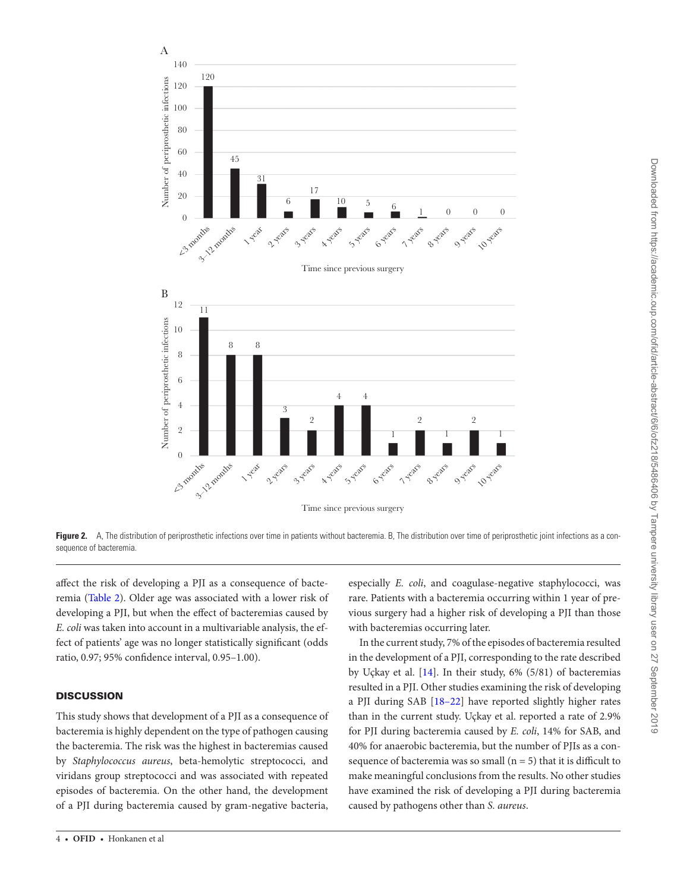Figure 2. A, The distribution of periprosthetic infections over time in patients without bacteremia. B, The distribution over time of periprosthetic joint infections as a consequence of bacteremia.

affect the risk of developing a PJI as a consequence of bacteremia (Table 2). Older age was associated with a lower risk of developing a PJI, but when the effect of bacteremias caused by *E. coli* was taken into account in a multivariable analysis, the effect of patients' age was no longer statistically significant (odds ratio, 0.97; 95% confidence interval, 0.95–1.00).

## DISCUSSION

This study shows that development of a PJI as a consequence of bacteremia is highly dependent on the type of pathogen causing the bacteremia. The risk was the highest in bacteremias caused by *Staphylococcus aureus*, beta-hemolytic streptococci, and viridans group streptococci and was associated with repeated episodes of bacteremia. On the other hand, the development of a PJI during bacteremia caused by gram-negative bacteria, especially *E. coli*, and coagulase-negative staphylococci, was rare. Patients with a bacteremia occurring within 1 year of previous surgery had a higher risk of developing a PJI than those with bacteremias occurring later.

In the current study, 7% of the episodes of bacteremia resulted in the development of a PJI, corresponding to the rate described by Uçkay et al. [14]. In their study, 6% (5/81) of bacteremias resulted in a PJI. Other studies examining the risk of developing a PJI during SAB [18–22] have reported slightly higher rates than in the current study. Uçkay et al. reported a rate of 2.9% for PJI during bacteremia caused by *E. coli*, 14% for SAB, and 40% for anaerobic bacteremia, but the number of PJIs as a consequence of bacteremia was so small (n = 5) that it is difficult to make meaningful conclusions from the results. No other studies have examined the risk of developing a PJI during bacteremia caused by pathogens other than *S. aureus*.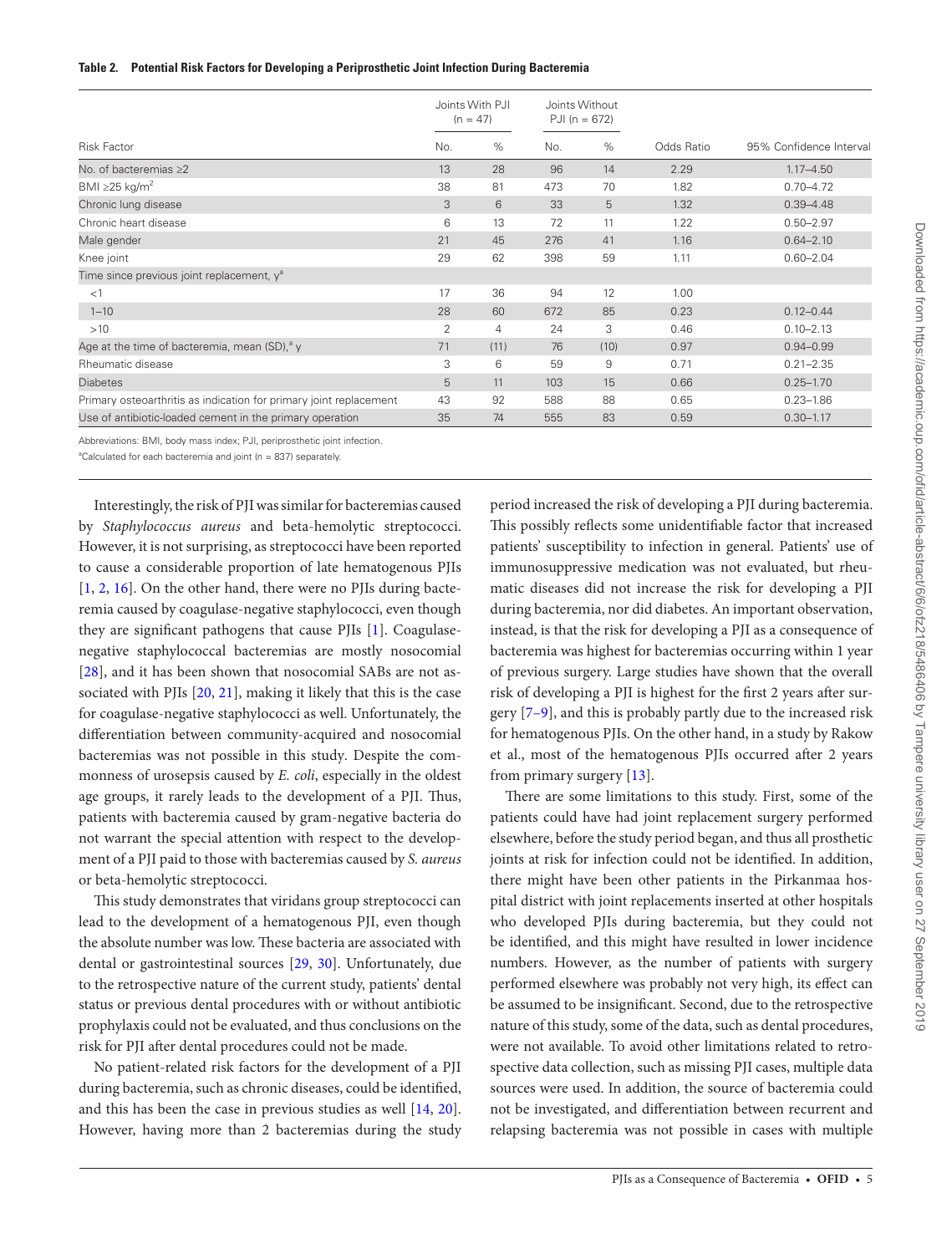**Table 2. Potential Risk Factors for Developing a Periprosthetic Joint Infection During Bacteremia**

| Risk Factor | Joints With PJI (n = 47) | | Joints Without PJI (n = 672) | | Odds Ratio | 95% Confidence Interval |
|---|---|---|---|---|---|---|
| | No. | % | No. | % | | |
| No. of bacteremias ≥2 | 13 | 28 | 96 | 14 | 2.29 | 1.17–4.50 |
| BMI ≥25 kg/m$^2$ | 38 | 81 | 473 | 70 | 1.82 | 0.70–4.72 |
| Chronic lung disease | 3 | 6 | 33 | 5 | 1.32 | 0.39–4.48 |
| Chronic heart disease | 6 | 13 | 72 | 11 | 1.22 | 0.50–2.97 |
| Male gender | 21 | 45 | 276 | 41 | 1.16 | 0.64–2.10 |
| Knee joint | 29 | 62 | 398 | 59 | 1.11 | 0.60–2.04 |
| Time since previous joint replacement, y[a] | | | | | | |
| <1 | 17 | 36 | 94 | 12 | 1.00 | |
| 1–10 | 28 | 60 | 672 | 85 | 0.23 | 0.12–0.44 |
| >10 | 2 | 4 | 24 | 3 | 0.46 | 0.10–2.13 |
| Age at the time of bacteremia, mean (SD),[a] y | 71 | (11) | 76 | (10) | 0.97 | 0.94–0.99 |
| Rheumatic disease | 3 | 6 | 59 | 9 | 0.71 | 0.21–2.35 |
| Diabetes | 5 | 11 | 103 | 15 | 0.66 | 0.25–1.70 |
| Primary osteoarthritis as indication for primary joint replacement | 43 | 92 | 588 | 88 | 0.65 | 0.23–1.86 |
| Use of antibiotic-loaded cement in the primary operation | 35 | 74 | 555 | 83 | 0.59 | 0.30–1.17 |

Abbreviations: BMI, body mass index; PJI, periprosthetic joint infection.

[a]Calculated for each bacteremia and joint (n = 837) separately.

Interestingly, the risk of PJI was similar for bacteremias caused by *Staphylococcus aureus* and beta-hemolytic streptococci. However, it is not surprising, as streptococci have been reported to cause a considerable proportion of late hematogenous PJIs [1, 2, 16]. On the other hand, there were no PJIs during bacteremia caused by coagulase-negative staphylococci, even though they are significant pathogens that cause PJIs [1]. Coagulase-negative staphylococcal bacteremias are mostly nosocomial [28], and it has been shown that nosocomial SABs are not associated with PJIs [20, 21], making it likely that this is the case for coagulase-negative staphylococci as well. Unfortunately, the differentiation between community-acquired and nosocomial bacteremias was not possible in this study. Despite the commonness of urosepsis caused by *E. coli*, especially in the oldest age groups, it rarely leads to the development of a PJI. Thus, patients with bacteremia caused by gram-negative bacteria do not warrant the special attention with respect to the development of a PJI paid to those with bacteremias caused by *S. aureus* or beta-hemolytic streptococci.

This study demonstrates that viridans group streptococci can lead to the development of a hematogenous PJI, even though the absolute number was low. These bacteria are associated with dental or gastrointestinal sources [29, 30]. Unfortunately, due to the retrospective nature of the current study, patients' dental status or previous dental procedures with or without antibiotic prophylaxis could not be evaluated, and thus conclusions on the risk for PJI after dental procedures could not be made.

No patient-related risk factors for the development of a PJI during bacteremia, such as chronic diseases, could be identified, and this has been the case in previous studies as well [14, 20]. However, having more than 2 bacteremias during the study period increased the risk of developing a PJI during bacteremia. This possibly reflects some unidentifiable factor that increased patients' susceptibility to infection in general. Patients' use of immunosuppressive medication was not evaluated, but rheumatic diseases did not increase the risk for developing a PJI during bacteremia, nor did diabetes. An important observation, instead, is that the risk for developing a PJI as a consequence of bacteremia was highest for bacteremias occurring within 1 year of previous surgery. Large studies have shown that the overall risk of developing a PJI is highest for the first 2 years after surgery [7–9], and this is probably partly due to the increased risk for hematogenous PJIs. On the other hand, in a study by Rakow et al., most of the hematogenous PJIs occurred after 2 years from primary surgery [13].

There are some limitations to this study. First, some of the patients could have had joint replacement surgery performed elsewhere, before the study period began, and thus all prosthetic joints at risk for infection could not be identified. In addition, there might have been other patients in the Pirkanmaa hospital district with joint replacements inserted at other hospitals who developed PJIs during bacteremia, but they could not be identified, and this might have resulted in lower incidence numbers. However, as the number of patients with surgery performed elsewhere was probably not very high, its effect can be assumed to be insignificant. Second, due to the retrospective nature of this study, some of the data, such as dental procedures, were not available. To avoid other limitations related to retrospective data collection, such as missing PJI cases, multiple data sources were used. In addition, the source of bacteremia could not be investigated, and differentiation between recurrent and relapsing bacteremia was not possible in cases with multiple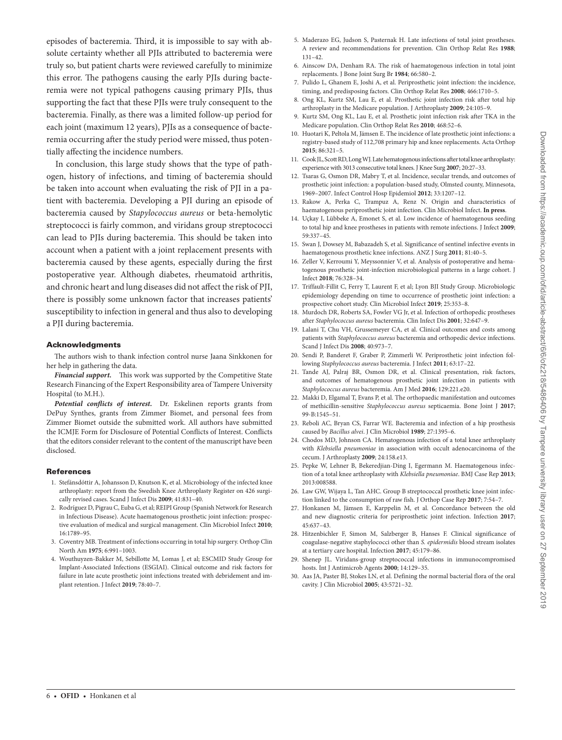episodes of bacteremia. Third, it is impossible to say with absolute certainty whether all PJIs attributed to bacteremia were truly so, but patient charts were reviewed carefully to minimize this error. The pathogens causing the early PJIs during bacteremia were not typical pathogens causing primary PJIs, thus supporting the fact that these PJIs were truly consequent to the bacteremia. Finally, as there was a limited follow-up period for each joint (maximum 12 years), PJIs as a consequence of bacteremia occurring after the study period were missed, thus potentially affecting the incidence numbers.

In conclusion, this large study shows that the type of pathogen, history of infections, and timing of bacteremia should be taken into account when evaluating the risk of PJI in a patient with bacteremia. Developing a PJI during an episode of bacteremia caused by *Stapylococcus aureus* or beta-hemolytic streptococci is fairly common, and viridans group streptococci can lead to PJIs during bacteremia. This should be taken into account when a patient with a joint replacement presents with bacteremia caused by these agents, especially during the first postoperative year. Although diabetes, rheumatoid arthritis, and chronic heart and lung diseases did not affect the risk of PJI, there is possibly some unknown factor that increases patients' susceptibility to infection in general and thus also to developing a PJI during bacteremia.

## Acknowledgments

The authors wish to thank infection control nurse Jaana Sinkkonen for her help in gathering the data.

***Financial support.*** This work was supported by the Competitive State Research Financing of the Expert Responsibility area of Tampere University Hospital (to M.H.).

***Potential conflicts of interest.*** Dr. Eskelinen reports grants from DePuy Synthes, grants from Zimmer Biomet, and personal fees from Zimmer Biomet outside the submitted work. All authors have submitted the ICMJE Form for Disclosure of Potential Conflicts of Interest. Conflicts that the editors consider relevant to the content of the manuscript have been disclosed.

## References

1. Stefánsdóttir A, Johansson D, Knutson K, et al. Microbiology of the infected knee arthroplasty: report from the Swedish Knee Arthroplasty Register on 426 surgically revised cases. Scand J Infect Dis **2009**; 41:831–40.
2. Rodríguez D, Pigrau C, Euba G, et al; REIPI Group (Spanish Network for Research in Infectious Disease). Acute haematogenous prosthetic joint infection: prospective evaluation of medical and surgical management. Clin Microbiol Infect **2010**; 16:1789–95.
3. Coventry MB. Treatment of infections occurring in total hip surgery. Orthop Clin North Am **1975**; 6:991–1003.
4. Wouthuyzen-Bakker M, Sebillotte M, Lomas J, et al; ESCMID Study Group for Implant-Associated Infections (ESGIAI). Clinical outcome and risk factors for failure in late acute prosthetic joint infections treated with debridement and implant retention. J Infect **2019**; 78:40–7.
5. Maderazo EG, Judson S, Pasternak H. Late infections of total joint prostheses. A review and recommendations for prevention. Clin Orthop Relat Res **1988**; 131–42.
6. Ainscow DA, Denham RA. The risk of haematogenous infection in total joint replacements. J Bone Joint Surg Br **1984**; 66:580–2.
7. Pulido L, Ghanem E, Joshi A, et al. Periprosthetic joint infection: the incidence, timing, and predisposing factors. Clin Orthop Relat Res **2008**; 466:1710–5.
8. Ong KL, Kurtz SM, Lau E, et al. Prosthetic joint infection risk after total hip arthroplasty in the Medicare population. J Arthroplasty **2009**; 24:105–9.
9. Kurtz SM, Ong KL, Lau E, et al. Prosthetic joint infection risk after TKA in the Medicare population. Clin Orthop Relat Res **2010**; 468:52–6.
10. Huotari K, Peltola M, Jämsen E. The incidence of late prosthetic joint infections: a registry-based study of 112,708 primary hip and knee replacements. Acta Orthop **2015**; 86:321–5.
11. Cook JL, Scott RD, Long WJ. Late hematogenous infections after total knee arthroplasty: experience with 3013 consecutive total knees. J Knee Surg **2007**; 20:27–33.
12. Tsaras G, Osmon DR, Mabry T, et al. Incidence, secular trends, and outcomes of prosthetic joint infection: a population-based study, Olmsted county, Minnesota, 1969–2007. Infect Control Hosp Epidemiol **2012**; 33:1207–12.
13. Rakow A, Perka C, Trampuz A, Renz N. Origin and characteristics of haematogenous periprosthetic joint infection. Clin Microbiol Infect. **In press**.
14. Uçkay I, Lübbeke A, Emonet S, et al. Low incidence of haematogenous seeding to total hip and knee prostheses in patients with remote infections. J Infect **2009**; 59:337–45.
15. Swan J, Dowsey M, Babazadeh S, et al. Significance of sentinel infective events in haematogenous prosthetic knee infections. ANZ J Surg **2011**; 81:40–5.
16. Zeller V, Kerroumi Y, Meyssonnier V, et al. Analysis of postoperative and hematogenous prosthetic joint-infection microbiological patterns in a large cohort. J Infect **2018**; 76:328–34.
17. Triffault-Fillit C, Ferry T, Laurent F, et al; Lyon BJI Study Group. Microbiologic epidemiology depending on time to occurrence of prosthetic joint infection: a prospective cohort study. Clin Microbiol Infect **2019**; 25:353–8.
18. Murdoch DR, Roberts SA, Fowler VG Jr, et al. Infection of orthopedic prostheses after *Staphylococcus aureus* bacteremia. Clin Infect Dis **2001**; 32:647–9.
19. Lalani T, Chu VH, Grussemeyer CA, et al. Clinical outcomes and costs among patients with *Staphylococcus aureus* bacteremia and orthopedic device infections. Scand J Infect Dis **2008**; 40:973–7.
20. Sendi P, Banderet F, Graber P, Zimmerli W. Periprosthetic joint infection following *Staphylococcus aureus* bacteremia. J Infect **2011**; 63:17–22.
21. Tande AJ, Palraj BR, Osmon DR, et al. Clinical presentation, risk factors, and outcomes of hematogenous prosthetic joint infection in patients with *Staphylococcus aureus* bacteremia. Am J Med **2016**; 129:221.e20.
22. Makki D, Elgamal T, Evans P, et al. The orthopaedic manifestation and outcomes of methicillin-sensitive *Staphylococcus aureus* septicaemia. Bone Joint J **2017**; 99-B:1545–51.
23. Reboli AC, Bryan CS, Farrar WE. Bacteremia and infection of a hip prosthesis caused by *Bacillus alvei*. J Clin Microbiol **1989**; 27:1395–6.
24. Chodos MD, Johnson CA. Hematogenous infection of a total knee arthroplasty with *Klebsiella pneumoniae* in association with occult adenocarcinoma of the cecum. J Arthroplasty **2009**; 24:158.e13.
25. Pepke W, Lehner B, Bekeredjian-Ding I, Egermann M. Haematogenous infection of a total knee arthroplasty with *Klebsiella pneumoniae*. BMJ Case Rep **2013**; 2013:008588.
26. Law GW, Wijaya L, Tan AHC. Group B streptococcal prosthetic knee joint infection linked to the consumption of raw fish. J Orthop Case Rep **2017**; 7:54–7.
27. Honkanen M, Jämsen E, Karppelin M, et al. Concordance between the old and new diagnostic criteria for periprosthetic joint infection. Infection **2017**; 45:637–43.
28. Hitzenbichler F, Simon M, Salzberger B, Hanses F. Clinical significance of coagulase-negative staphylococci other than *S. epidermidis* blood stream isolates at a tertiary care hospital. Infection **2017**; 45:179–86.
29. Shenep JL. Viridans-group streptococcal infections in immunocompromised hosts. Int J Antimicrob Agents **2000**; 14:129–35.
30. Aas JA, Paster BJ, Stokes LN, et al. Defining the normal bacterial flora of the oral cavity. J Clin Microbiol **2005**; 43:5721–32.